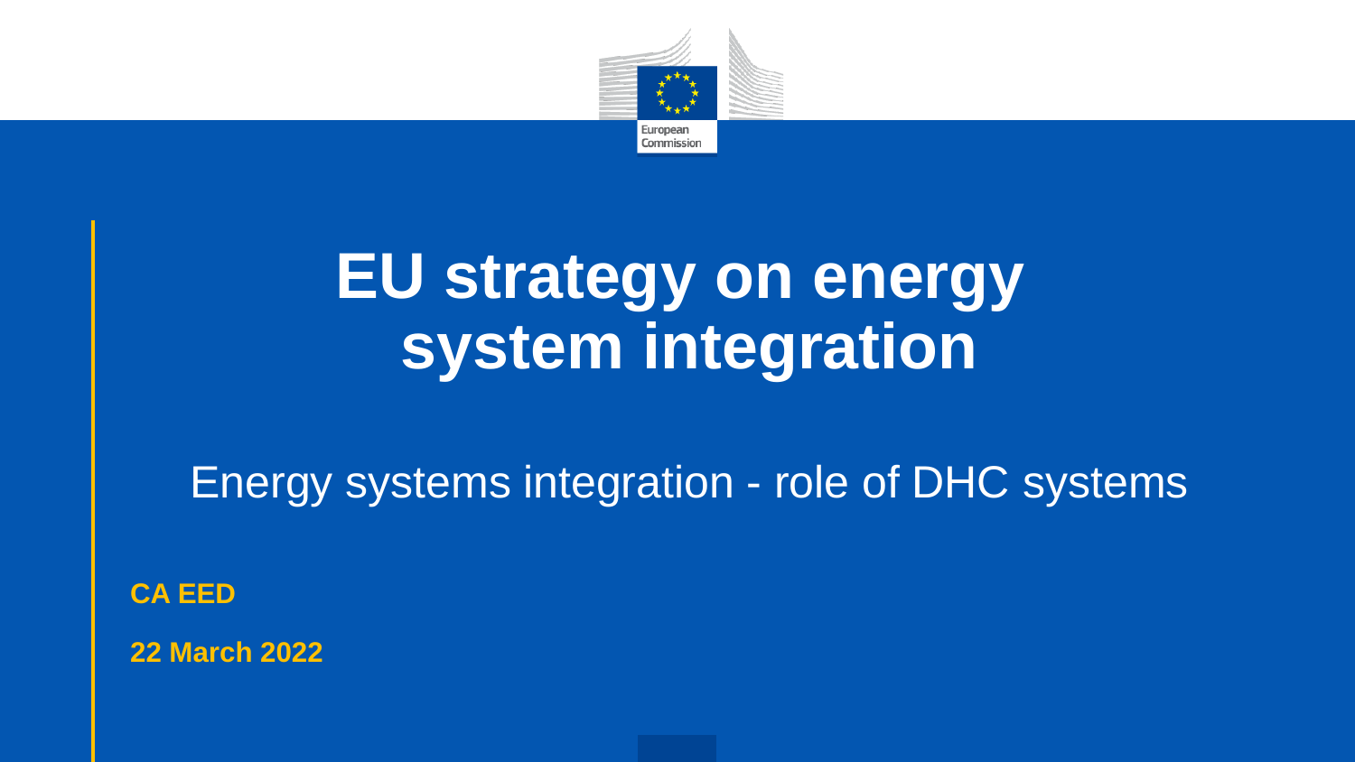# EU strategy on energy system integration

## Energy systems integration - role of DHC systems

**CA EED**

**22 March 2022**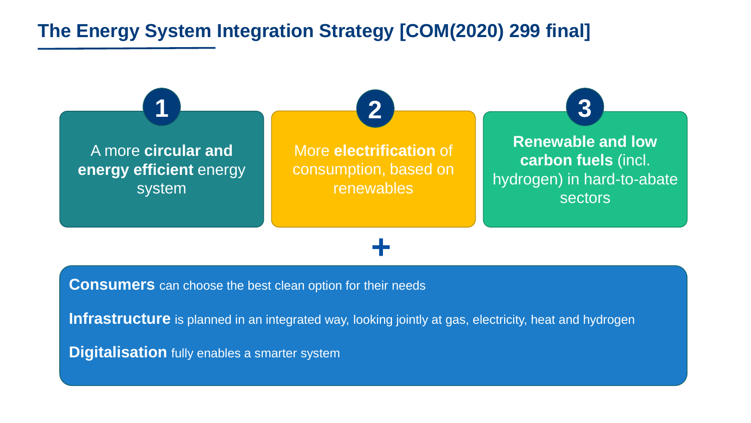# The Energy System Integration Strategy [COM(2020) 299 final]

**1**

A more **circular and energy efficient** energy system

**2**

More **electrification** of consumption, based on renewables

**3**

**Renewable and low carbon fuels** (incl. hydrogen) in hard-to-abate sectors

**+**

**Consumers** can choose the best clean option for their needs

**Infrastructure** is planned in an integrated way, looking jointly at gas, electricity, heat and hydrogen

**Digitalisation** fully enables a smarter system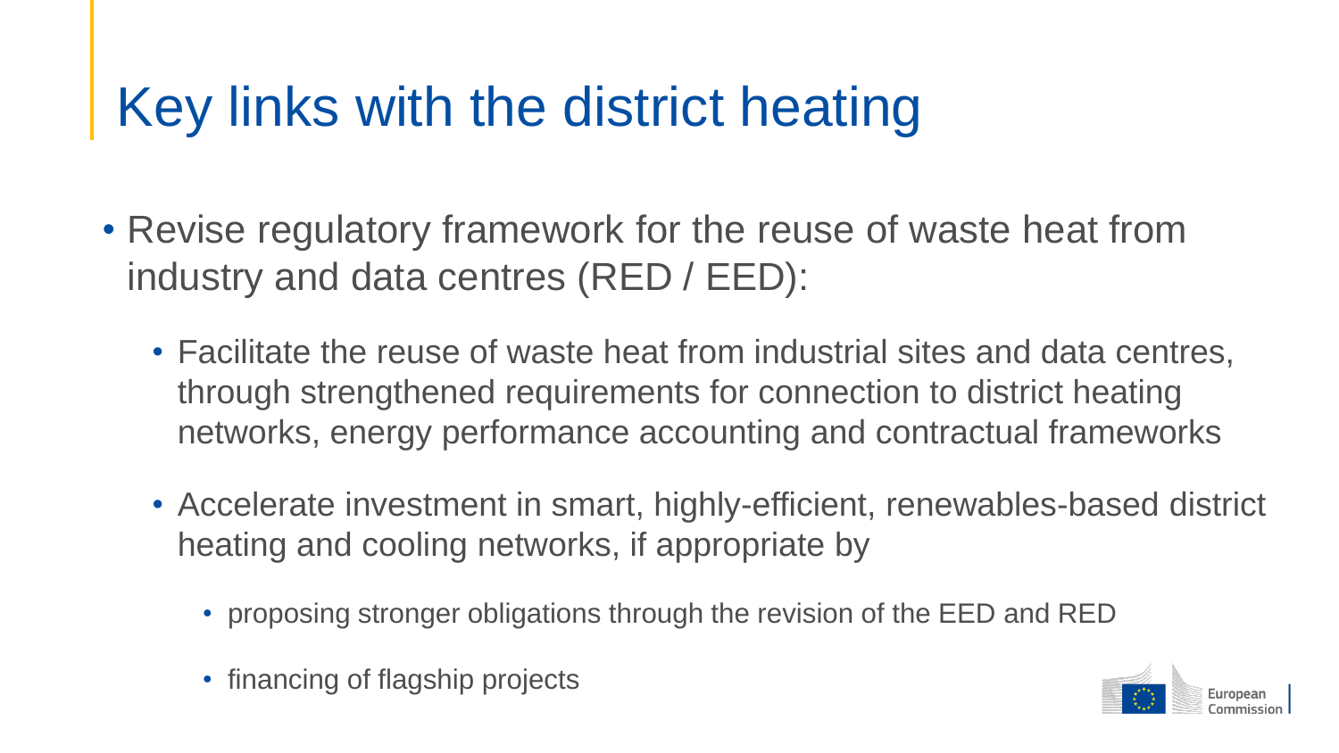# Key links with the district heating

- Revise regulatory framework for the reuse of waste heat from industry and data centres (RED / EED):
  - Facilitate the reuse of waste heat from industrial sites and data centres, through strengthened requirements for connection to district heating networks, energy performance accounting and contractual frameworks
  - Accelerate investment in smart, highly-efficient, renewables-based district heating and cooling networks, if appropriate by
    - proposing stronger obligations through the revision of the EED and RED
    - financing of flagship projects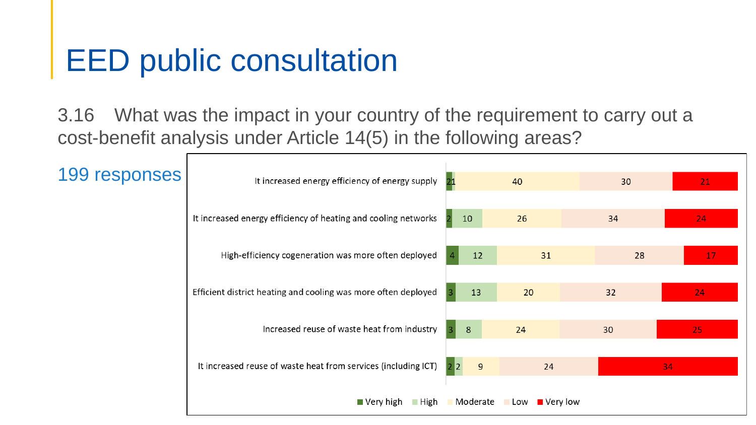# EED public consultation

3.16 What was the impact in your country of the requirement to carry out a cost-benefit analysis under Article 14(5) in the following areas?

199 responses

| | Very high | High | Moderate | Low | Very low |
|---|---|---|---|---|---|
| It increased energy efficiency of energy supply | 2 | 1 | 40 | 30 | 21 |
| It increased energy efficiency of heating and cooling networks | 2 | 10 | 26 | 34 | 24 |
| High-efficiency cogeneration was more often deployed | 4 | 12 | 31 | 28 | 17 |
| Efficient district heating and cooling was more often deployed | 3 | 13 | 20 | 32 | 24 |
| Increased reuse of waste heat from industry | 3 | 8 | 24 | 30 | 25 |
| It increased reuse of waste heat from services (including ICT) | 2 | 2 | 9 | 24 | 34 |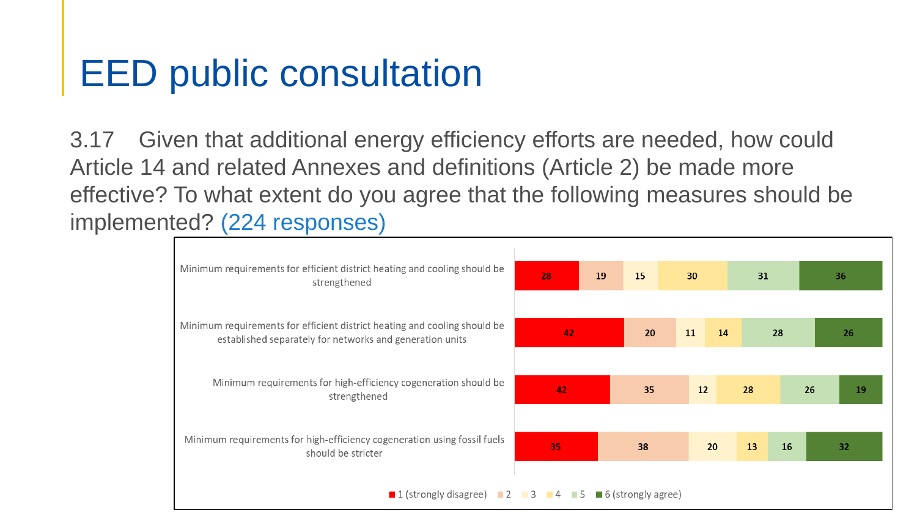# EED public consultation

3.17 Given that additional energy efficiency efforts are needed, how could Article 14 and related Annexes and definitions (Article 2) be made more effective? To what extent do you agree that the following measures should be implemented? (224 responses)

| Measure | 1 (strongly disagree) | 2 | 3 | 4 | 5 | 6 (strongly agree) |
|---|---|---|---|---|---|---|
| Minimum requirements for efficient district heating and cooling should be strengthened | 28 | 19 | 15 | 30 | 31 | 36 |
| Minimum requirements for efficient district heating and cooling should be established separately for networks and generation units | 42 | 20 | 11 | 14 | 28 | 26 |
| Minimum requirements for high-efficiency cogeneration should be strengthened | 42 | 35 | 12 | 28 | 26 | 19 |
| Minimum requirements for high-efficiency cogeneration using fossil fuels should be stricter | 35 | 38 | 20 | 13 | 16 | 32 |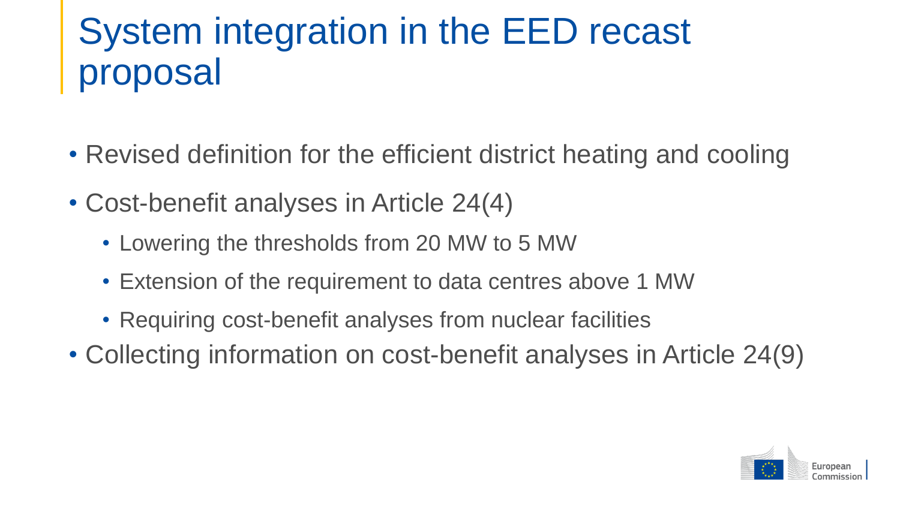# System integration in the EED recast proposal

- Revised definition for the efficient district heating and cooling
- Cost-benefit analyses in Article 24(4)
  - Lowering the thresholds from 20 MW to 5 MW
  - Extension of the requirement to data centres above 1 MW
  - Requiring cost-benefit analyses from nuclear facilities
- Collecting information on cost-benefit analyses in Article 24(9)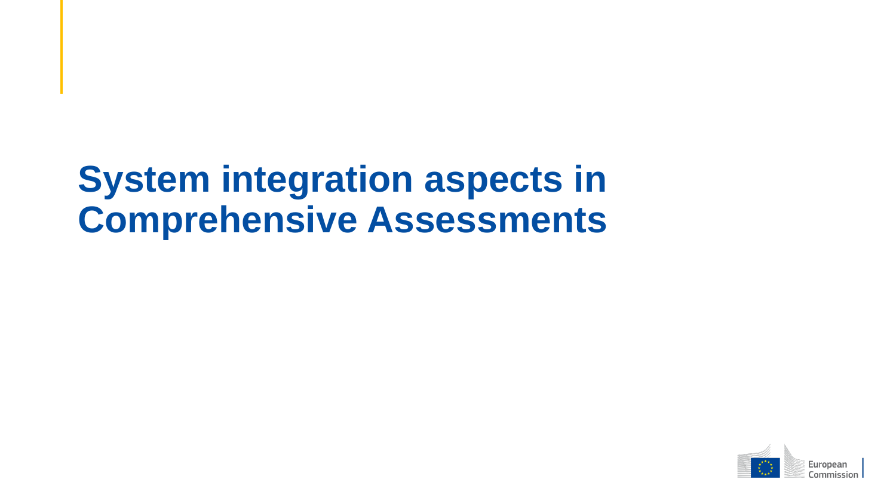# System integration aspects in Comprehensive Assessments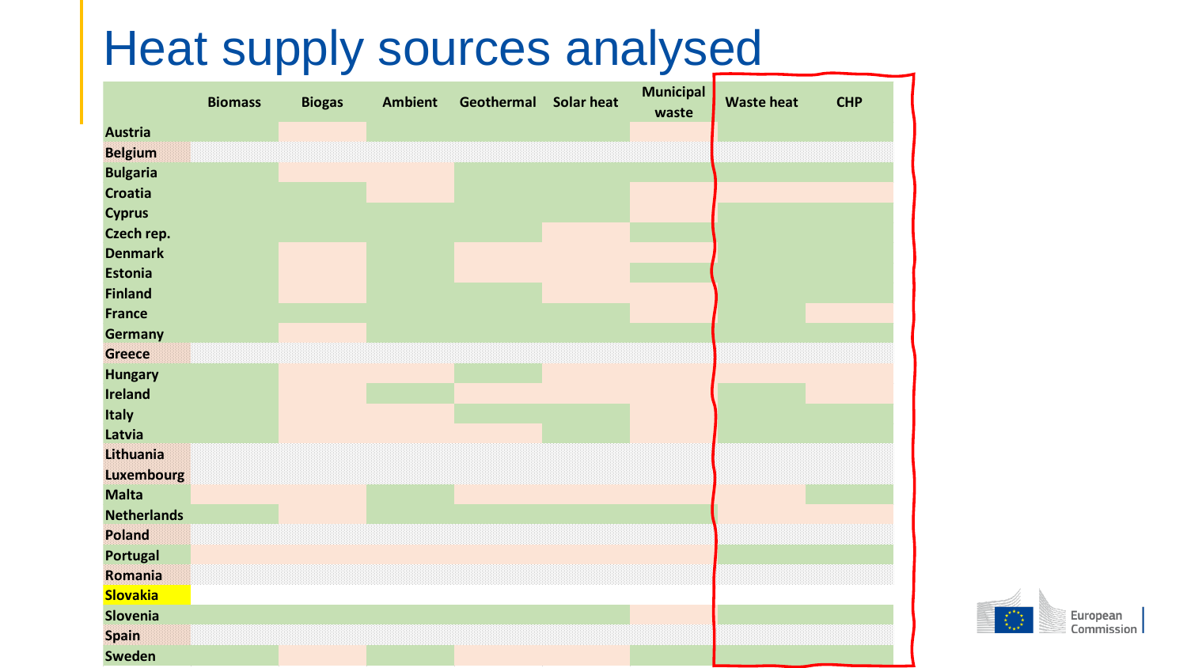# Heat supply sources analysed

| | Biomass | Biogas | Ambient | Geothermal | Solar heat | Municipal waste | Waste heat | CHP |
|---|---|---|---|---|---|---|---|---|
| Austria | | | | | | | | |
| Belgium | | | | | | | | |
| Bulgaria | | | | | | | | |
| Croatia | | | | | | | | |
| Cyprus | | | | | | | | |
| Czech rep. | | | | | | | | |
| Denmark | | | | | | | | |
| Estonia | | | | | | | | |
| Finland | | | | | | | | |
| France | | | | | | | | |
| Germany | | | | | | | | |
| Greece | | | | | | | | |
| Hungary | | | | | | | | |
| Ireland | | | | | | | | |
| Italy | | | | | | | | |
| Latvia | | | | | | | | |
| Lithuania | | | | | | | | |
| Luxembourg | | | | | | | | |
| Malta | | | | | | | | |
| Netherlands | | | | | | | | |
| Poland | | | | | | | | |
| Portugal | | | | | | | | |
| Romania | | | | | | | | |
| Slovakia | | | | | | | | |
| Slovenia | | | | | | | | |
| Spain | | | | | | | | |
| Sweden | | | | | | | | |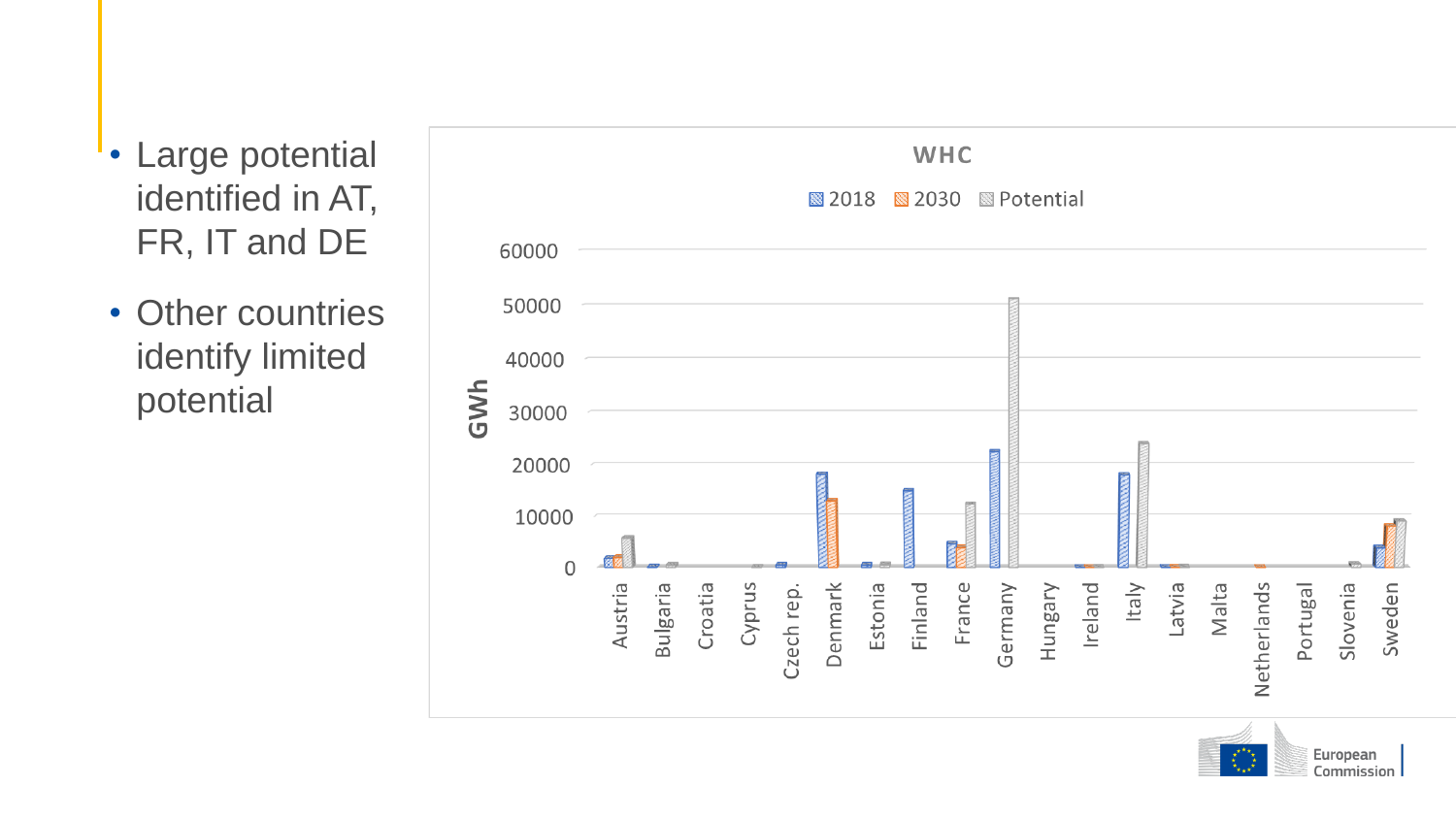- Large potential identified in AT, FR, IT and DE
- Other countries identify limited potential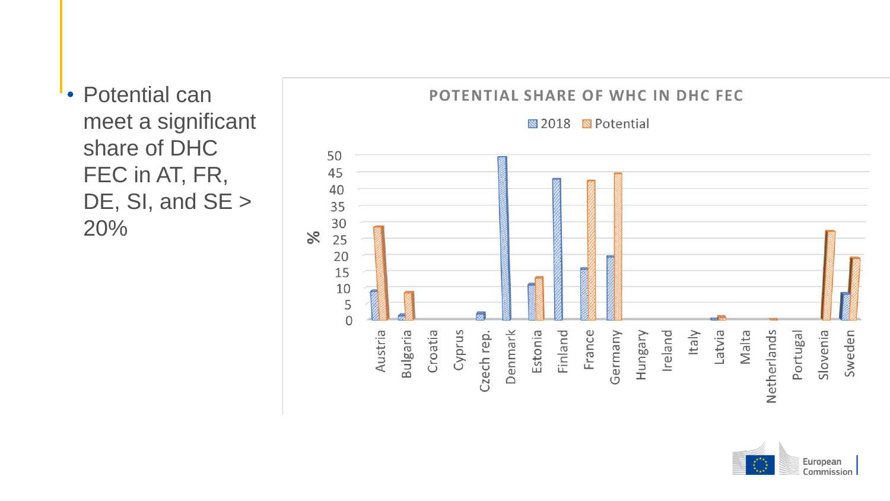- Potential can meet a significant share of DHC FEC in AT, FR, DE, SI, and SE > 20%

POTENTIAL SHARE OF WHC IN DHC FEC

2018 / Potential

%

Austria, Bulgaria, Croatia, Cyprus, Czech rep., Denmark, Estonia, Finland, France, Germany, Hungary, Ireland, Italy, Latvia, Malta, Netherlands, Portugal, Slovenia, Sweden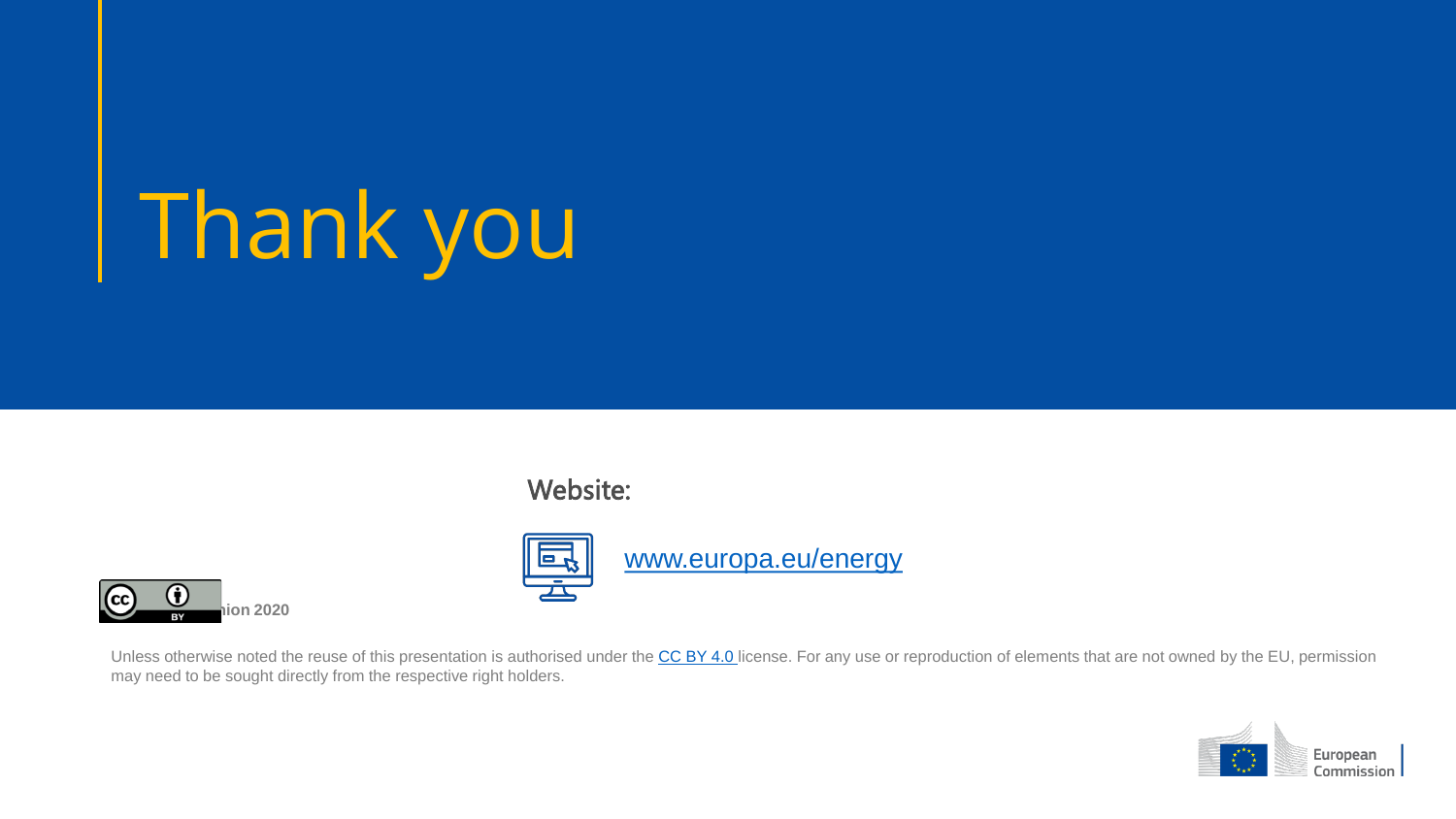# Thank you

Website:

www.europa.eu/energy

ion 2020

Unless otherwise noted the reuse of this presentation is authorised under the CC BY 4.0 license. For any use or reproduction of elements that are not owned by the EU, permission may need to be sought directly from the respective right holders.